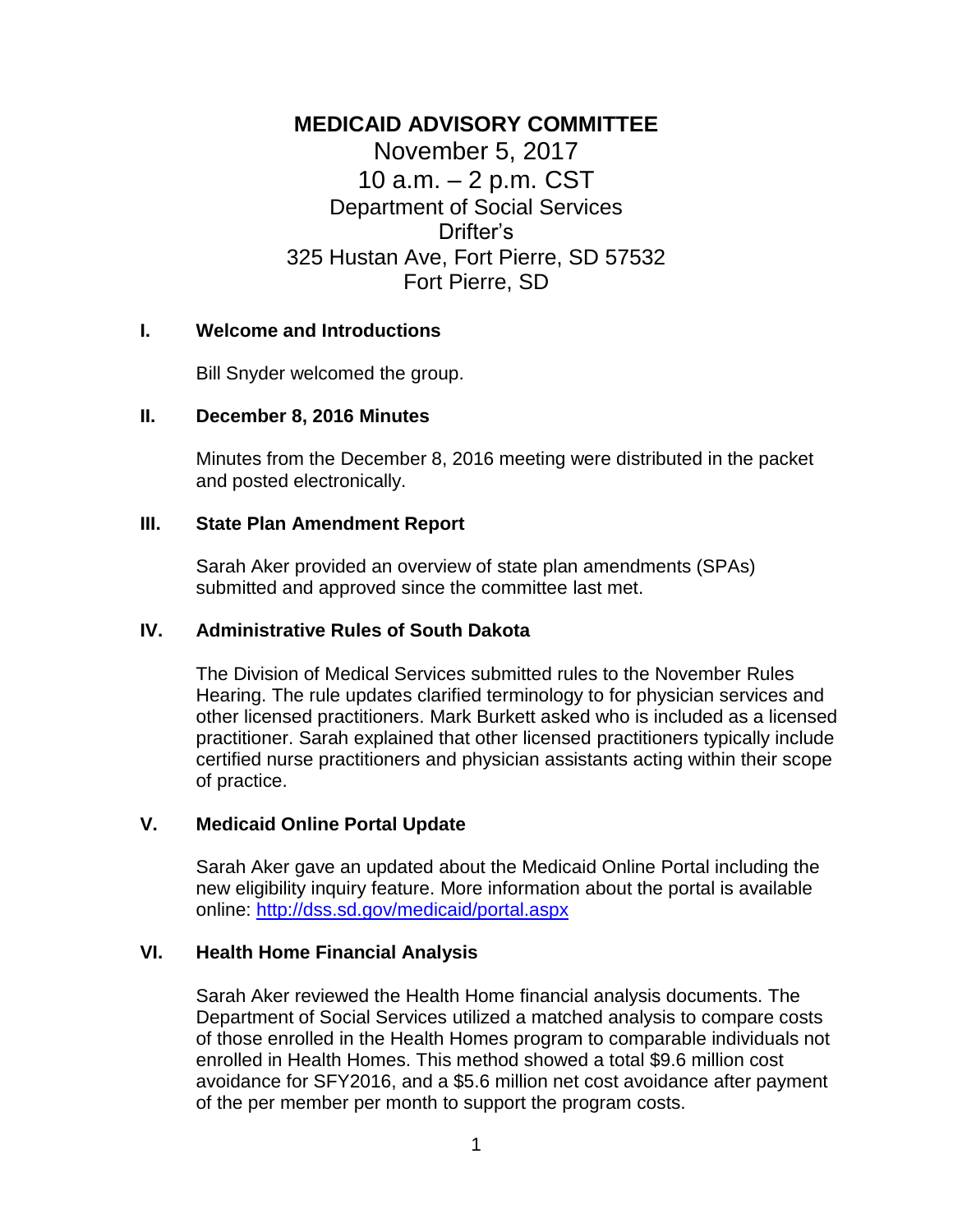# MEDICAID ADVISORY COMMITTEE

November 5, 2017
10 a.m. – 2 p.m. CST
Department of Social Services
Drifter's
325 Hustan Ave, Fort Pierre, SD 57532
Fort Pierre, SD

## I. Welcome and Introductions

Bill Snyder welcomed the group.

## II. December 8, 2016 Minutes

Minutes from the December 8, 2016 meeting were distributed in the packet and posted electronically.

## III. State Plan Amendment Report

Sarah Aker provided an overview of state plan amendments (SPAs) submitted and approved since the committee last met.

## IV. Administrative Rules of South Dakota

The Division of Medical Services submitted rules to the November Rules Hearing. The rule updates clarified terminology to for physician services and other licensed practitioners. Mark Burkett asked who is included as a licensed practitioner. Sarah explained that other licensed practitioners typically include certified nurse practitioners and physician assistants acting within their scope of practice.

## V. Medicaid Online Portal Update

Sarah Aker gave an updated about the Medicaid Online Portal including the new eligibility inquiry feature. More information about the portal is available online: [http://dss.sd.gov/medicaid/portal.aspx](http://dss.sd.gov/medicaid/portal.aspx)

## VI. Health Home Financial Analysis

Sarah Aker reviewed the Health Home financial analysis documents. The Department of Social Services utilized a matched analysis to compare costs of those enrolled in the Health Homes program to comparable individuals not enrolled in Health Homes. This method showed a total $9.6 million cost avoidance for SFY2016, and a $5.6 million net cost avoidance after payment of the per member per month to support the program costs.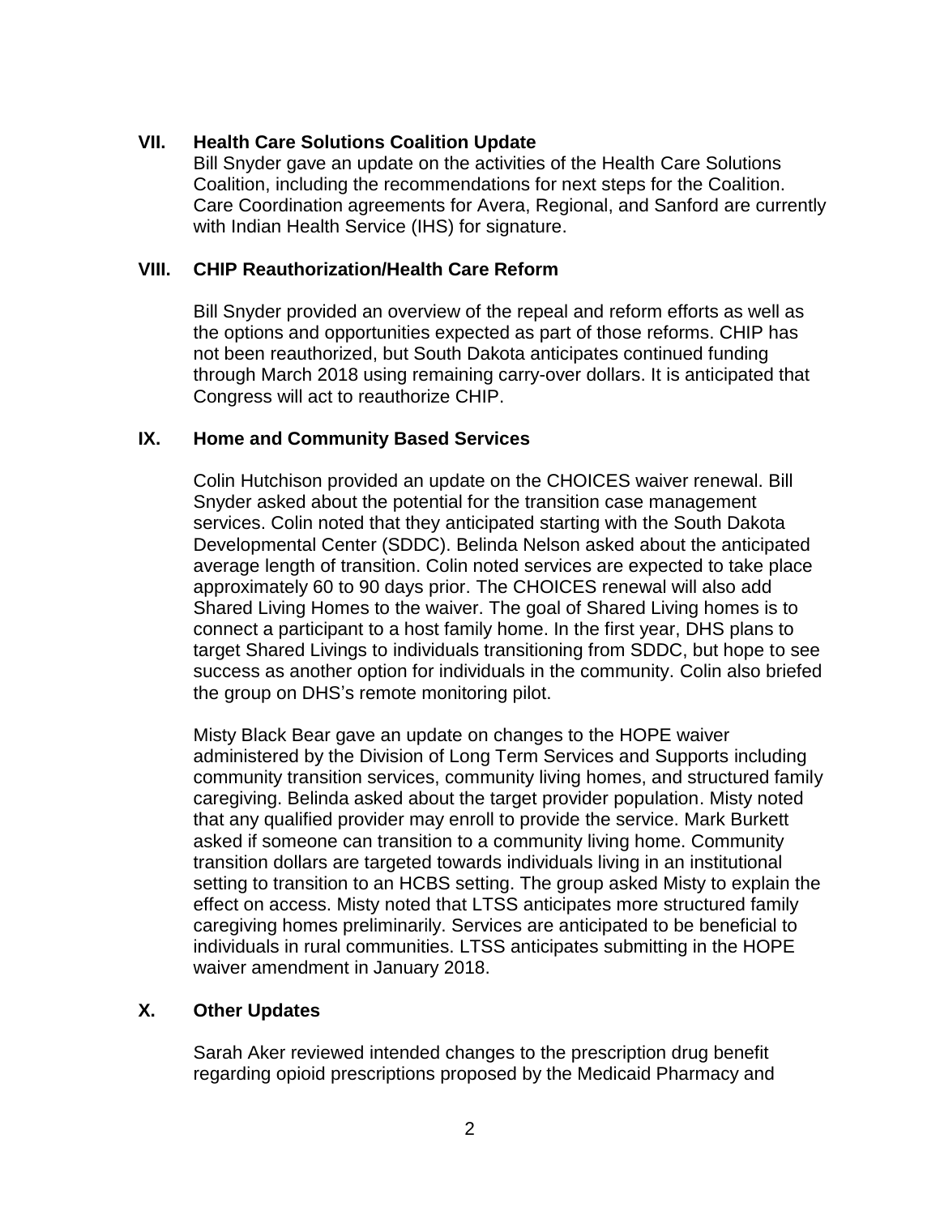## VII. Health Care Solutions Coalition Update

Bill Snyder gave an update on the activities of the Health Care Solutions Coalition, including the recommendations for next steps for the Coalition. Care Coordination agreements for Avera, Regional, and Sanford are currently with Indian Health Service (IHS) for signature.

## VIII. CHIP Reauthorization/Health Care Reform

Bill Snyder provided an overview of the repeal and reform efforts as well as the options and opportunities expected as part of those reforms. CHIP has not been reauthorized, but South Dakota anticipates continued funding through March 2018 using remaining carry-over dollars. It is anticipated that Congress will act to reauthorize CHIP.

## IX. Home and Community Based Services

Colin Hutchison provided an update on the CHOICES waiver renewal. Bill Snyder asked about the potential for the transition case management services. Colin noted that they anticipated starting with the South Dakota Developmental Center (SDDC). Belinda Nelson asked about the anticipated average length of transition. Colin noted services are expected to take place approximately 60 to 90 days prior. The CHOICES renewal will also add Shared Living Homes to the waiver. The goal of Shared Living homes is to connect a participant to a host family home. In the first year, DHS plans to target Shared Livings to individuals transitioning from SDDC, but hope to see success as another option for individuals in the community. Colin also briefed the group on DHS's remote monitoring pilot.

Misty Black Bear gave an update on changes to the HOPE waiver administered by the Division of Long Term Services and Supports including community transition services, community living homes, and structured family caregiving. Belinda asked about the target provider population. Misty noted that any qualified provider may enroll to provide the service. Mark Burkett asked if someone can transition to a community living home. Community transition dollars are targeted towards individuals living in an institutional setting to transition to an HCBS setting. The group asked Misty to explain the effect on access. Misty noted that LTSS anticipates more structured family caregiving homes preliminarily. Services are anticipated to be beneficial to individuals in rural communities. LTSS anticipates submitting in the HOPE waiver amendment in January 2018.

## X. Other Updates

Sarah Aker reviewed intended changes to the prescription drug benefit regarding opioid prescriptions proposed by the Medicaid Pharmacy and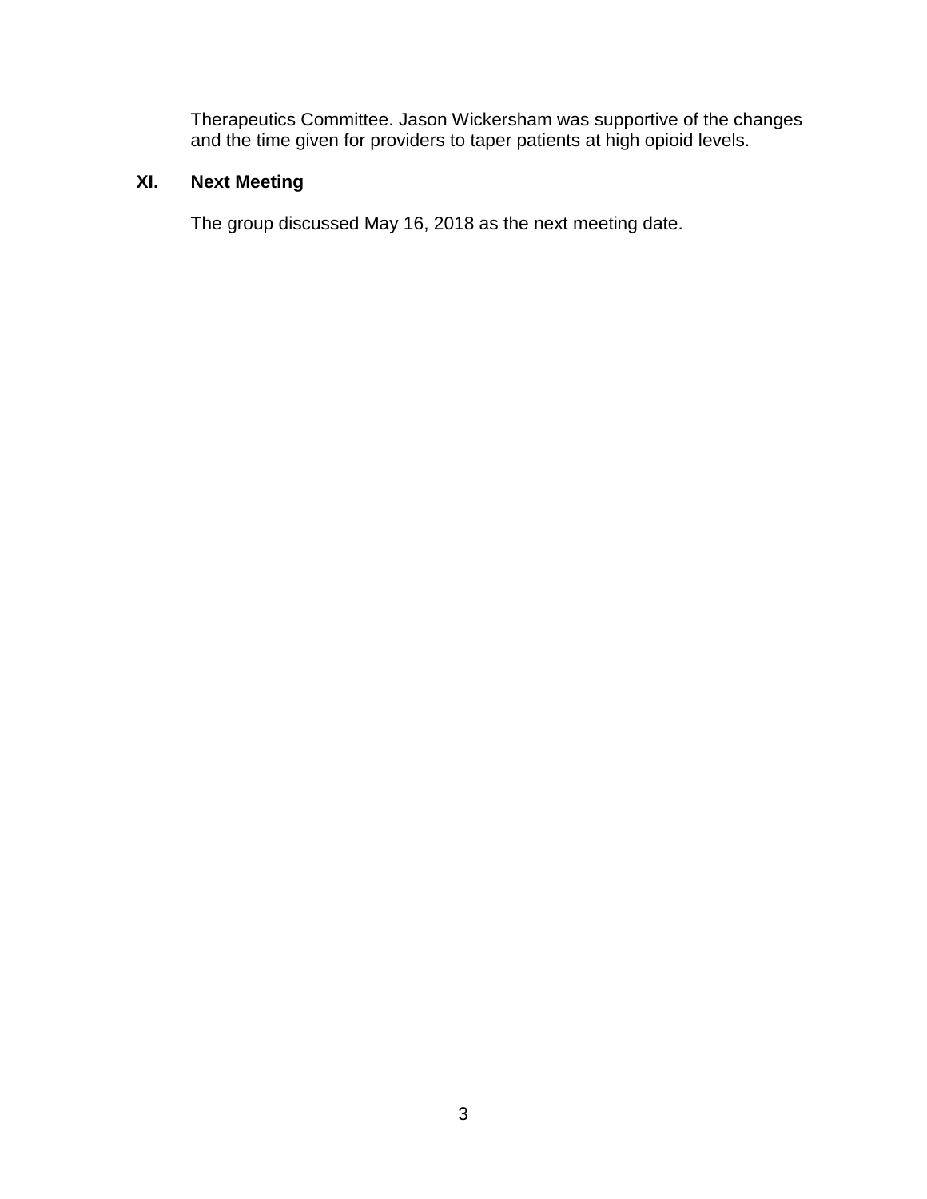Therapeutics Committee. Jason Wickersham was supportive of the changes and the time given for providers to taper patients at high opioid levels.

## XI. Next Meeting

The group discussed May 16, 2018 as the next meeting date.